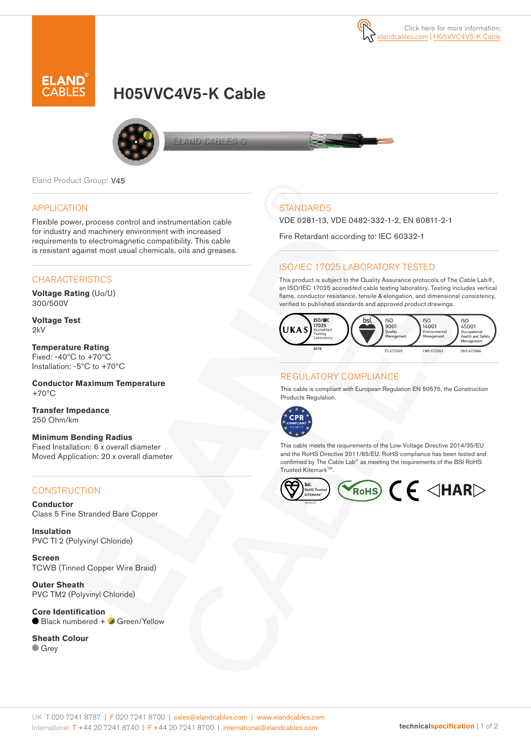Click here for more information: elandcables.com | H05VVC4V5-K Cable

# H05VVC4V5-K Cable

Eland Product Group: V45

## APPLICATION

Flexible power, process control and instrumentation cable for industry and machinery environment with increased requirements to electromagnetic compatibility. This cable is resistant against most usual chemicals, oils and greases.

## CHARACTERISTICS

**Voltage Rating** (Uo/U)
300/500V

**Voltage Test**
2kV

**Temperature Rating**
Fixed: -40°C to +70°C
Installation: -5°C to +70°C

**Conductor Maximum Temperature**
+70°C

**Transfer Impedance**
250 Ohm/km

**Minimum Bending Radius**
Fixed Installation: 6 x overall diameter
Moved Application: 20 x overall diameter

## CONSTRUCTION

**Conductor**
Class 5 Fine Stranded Bare Copper

**Insulation**
PVC TI 2 (Polyvinyl Chloride)

**Screen**
TCWB (Tinned Copper Wire Braid)

**Outer Sheath**
PVC TM2 (Polyvinyl Chloride)

**Core Identification**
Black numbered + Green/Yellow

**Sheath Colour**
Grey

## STANDARDS

VDE 0281-13, VDE 0482-332-1-2, EN 60811-2-1

Fire Retardant according to: IEC 60332-1

## ISO/IEC 17025 LABORATORY TESTED

This product is subject to the Quality Assurance protocols of The Cable Lab®, an ISO/IEC 17025 accredited cable testing laboratory. Testing includes vertical flame, conductor resistance, tensile & elongation, and dimensional consistency, verified to published standards and approved product drawings.

UKAS ISO/IEC 17025 Accredited Testing Laboratory 8578 | bsi. ISO 9001 Quality Management FS 672069 | ISO 14001 Environmental Management EMS 672067 | ISO 45001 Occupational Health and Safety Management OHS 672066

## REGULATORY COMPLIANCE

This cable is compliant with European Regulation EN 50575, the Construction Products Regulation.

CPR COMPLIANT EN 50575

This cable meets the requirements of the Low Voltage Directive 2014/35/EU and the RoHS Directive 2011/65/EU. RoHS compliance has been tested and confirmed by The Cable Lab® as meeting the requirements of the BSI RoHS Trusted Kitemark™.

bsi. RoHS Trusted KITEMARK™ | RoHS | CE | HAR

UK T 020 7241 8787 | F 020 7241 8700 | sales@elandcables.com | www.elandcables.com
International T +44 20 7241 8740 | F +44 20 7241 8700 | international@elandcables.com

technicalspecification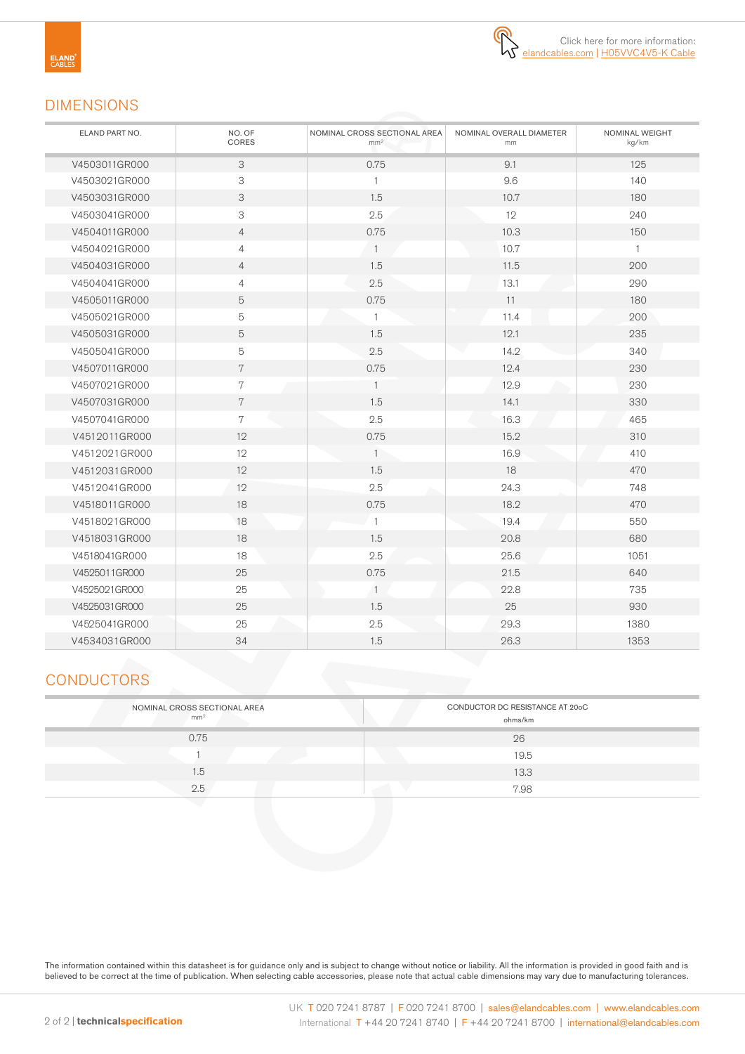Click here for more information: elandcables.com | H05VVC4V5-K Cable

## DIMENSIONS

| ELAND PART NO. | NO. OF CORES | NOMINAL CROSS SECTIONAL AREA mm² | NOMINAL OVERALL DIAMETER mm | NOMINAL WEIGHT kg/km |
|---|---|---|---|---|
| V4503011GR000 | 3 | 0.75 | 9.1 | 125 |
| V4503021GR000 | 3 | 1 | 9.6 | 140 |
| V4503031GR000 | 3 | 1.5 | 10.7 | 180 |
| V4503041GR000 | 3 | 2.5 | 12 | 240 |
| V4504011GR000 | 4 | 0.75 | 10.3 | 150 |
| V4504021GR000 | 4 | 1 | 10.7 | 1 |
| V4504031GR000 | 4 | 1.5 | 11.5 | 200 |
| V4504041GR000 | 4 | 2.5 | 13.1 | 290 |
| V4505011GR000 | 5 | 0.75 | 11 | 180 |
| V4505021GR000 | 5 | 1 | 11.4 | 200 |
| V4505031GR000 | 5 | 1.5 | 12.1 | 235 |
| V4505041GR000 | 5 | 2.5 | 14.2 | 340 |
| V4507011GR000 | 7 | 0.75 | 12.4 | 230 |
| V4507021GR000 | 7 | 1 | 12.9 | 230 |
| V4507031GR000 | 7 | 1.5 | 14.1 | 330 |
| V4507041GR000 | 7 | 2.5 | 16.3 | 465 |
| V4512011GR000 | 12 | 0.75 | 15.2 | 310 |
| V4512021GR000 | 12 | 1 | 16.9 | 410 |
| V4512031GR000 | 12 | 1.5 | 18 | 470 |
| V4512041GR000 | 12 | 2.5 | 24.3 | 748 |
| V4518011GR000 | 18 | 0.75 | 18.2 | 470 |
| V4518021GR000 | 18 | 1 | 19.4 | 550 |
| V4518031GR000 | 18 | 1.5 | 20.8 | 680 |
| V4518041GR000 | 18 | 2.5 | 25.6 | 1051 |
| V4525011GR000 | 25 | 0.75 | 21.5 | 640 |
| V4525021GR000 | 25 | 1 | 22.8 | 735 |
| V4525031GR000 | 25 | 1.5 | 25 | 930 |
| V4525041GR000 | 25 | 2.5 | 29.3 | 1380 |
| V4534031GR000 | 34 | 1.5 | 26.3 | 1353 |

## CONDUCTORS

| NOMINAL CROSS SECTIONAL AREA mm² | CONDUCTOR DC RESISTANCE AT 20oC ohms/km |
|---|---|
| 0.75 | 26 |
| 1 | 19.5 |
| 1.5 | 13.3 |
| 2.5 | 7.98 |

The information contained within this datasheet is for guidance only and is subject to change without notice or liability. All the information is provided in good faith and is believed to be correct at the time of publication. When selecting cable accessories, please note that actual cable dimensions may vary due to manufacturing tolerances.

UK T 020 7241 8787 | F 020 7241 8700 | sales@elandcables.com | www.elandcables.com
International T +44 20 7241 8740 | F +44 20 7241 8700 | international@elandcables.com